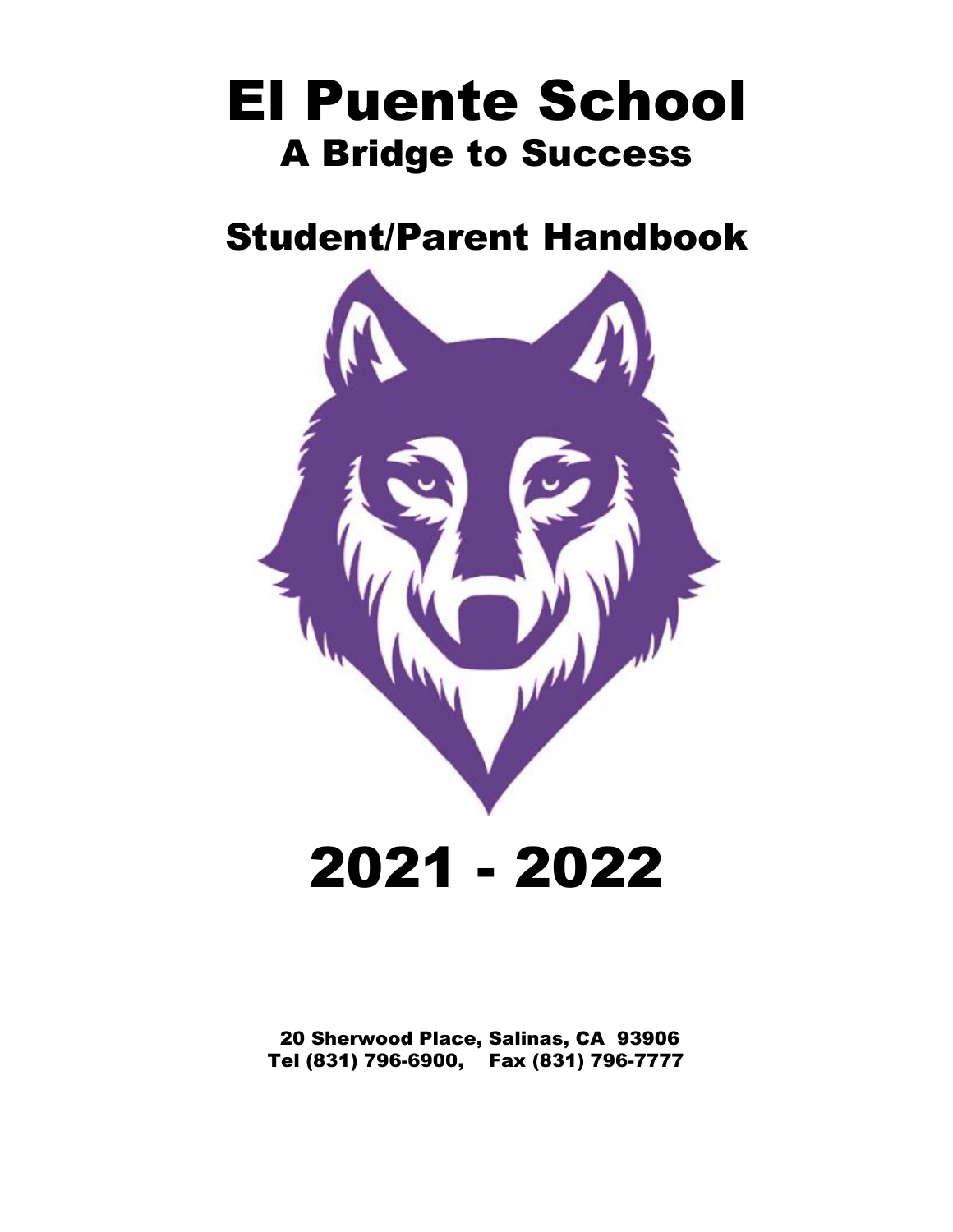# El Puente School
## A Bridge to Success

## Student/Parent Handbook

# 2021 - 2022

**20 Sherwood Place, Salinas, CA 93906**
**Tel (831) 796-6900, Fax (831) 796-7777**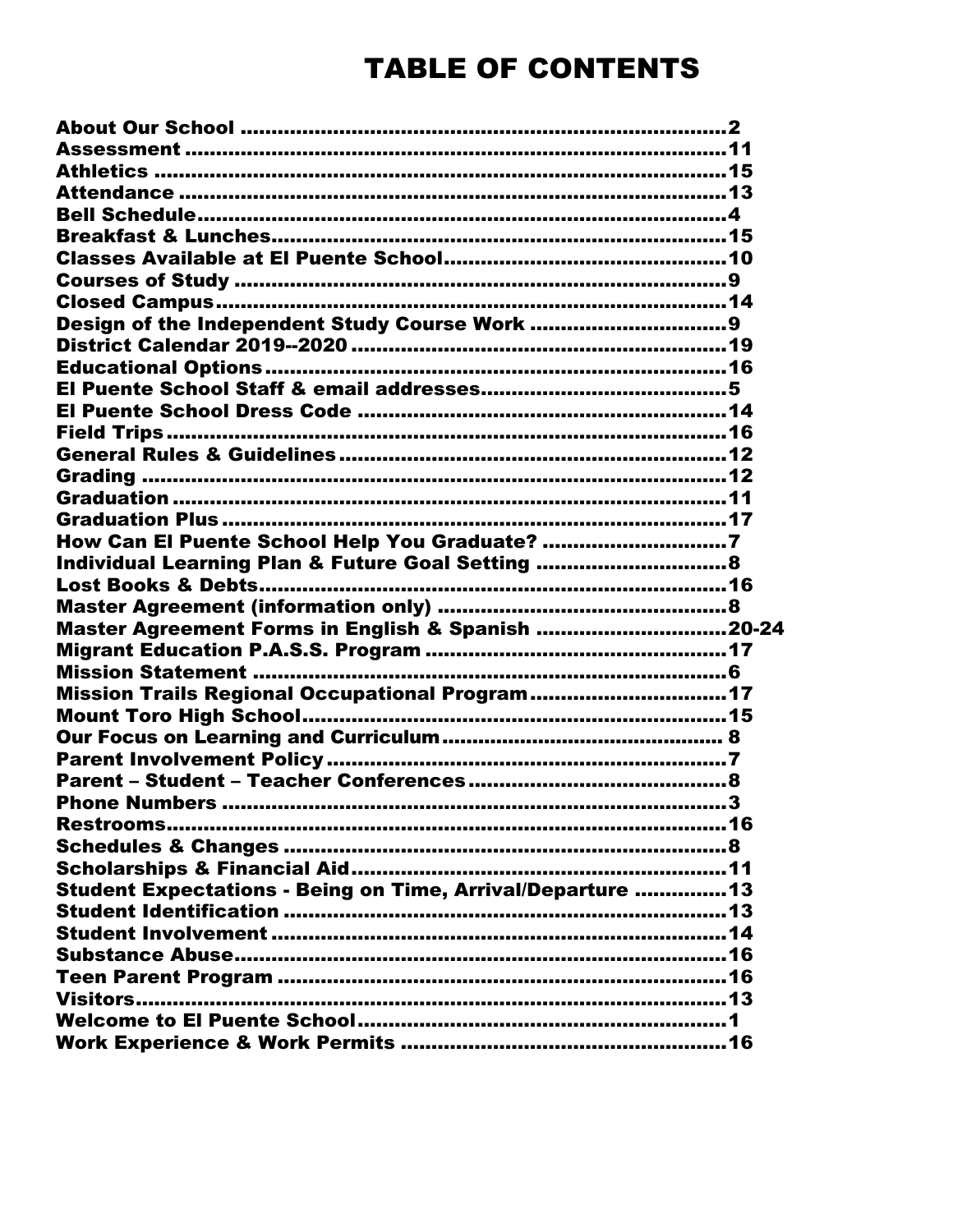# TABLE OF CONTENTS

About Our School ............................................................................2
Assessment .....................................................................................11
Athletics .........................................................................................15
Attendance .....................................................................................13
Bell Schedule....................................................................................4
Breakfast & Lunches.......................................................................15
Classes Available at El Puente School..........................................10
Courses of Study ..............................................................................9
Closed Campus................................................................................14
Design of the Independent Study Course Work ..............................9
District Calendar 2019--2020 .........................................................19
Educational Options.......................................................................16
El Puente School Staff & email addresses......................................5
El Puente School Dress Code .........................................................14
Field Trips.......................................................................................16
General Rules & Guidelines...........................................................12
Grading ...........................................................................................12
Graduation ......................................................................................11
Graduation Plus..............................................................................17
How Can El Puente School Help You Graduate? ...........................7
Individual Learning Plan & Future Goal Setting ............................8
Lost Books & Debts.........................................................................16
Master Agreement (information only) ..............................................8
Master Agreement Forms in English & Spanish ............................20-24
Migrant Education P.A.S.S. Program ..............................................17
Mission Statement ............................................................................6
Mission Trails Regional Occupational Program..............................17
Mount Toro High School..................................................................15
Our Focus on Learning and Curriculum.......................................... 8
Parent Involvement Policy.................................................................7
Parent – Student – Teacher Conferences.........................................8
Phone Numbers .................................................................................3
Restrooms........................................................................................16
Schedules & Changes .......................................................................8
Scholarships & Financial Aid..........................................................11
Student Expectations - Being on Time, Arrival/Departure ...............13
Student Identification ......................................................................13
Student Involvement ........................................................................14
Substance Abuse.............................................................................16
Teen Parent Program ......................................................................16
Visitors.............................................................................................13
Welcome to El Puente School...........................................................1
Work Experience & Work Permits ..................................................16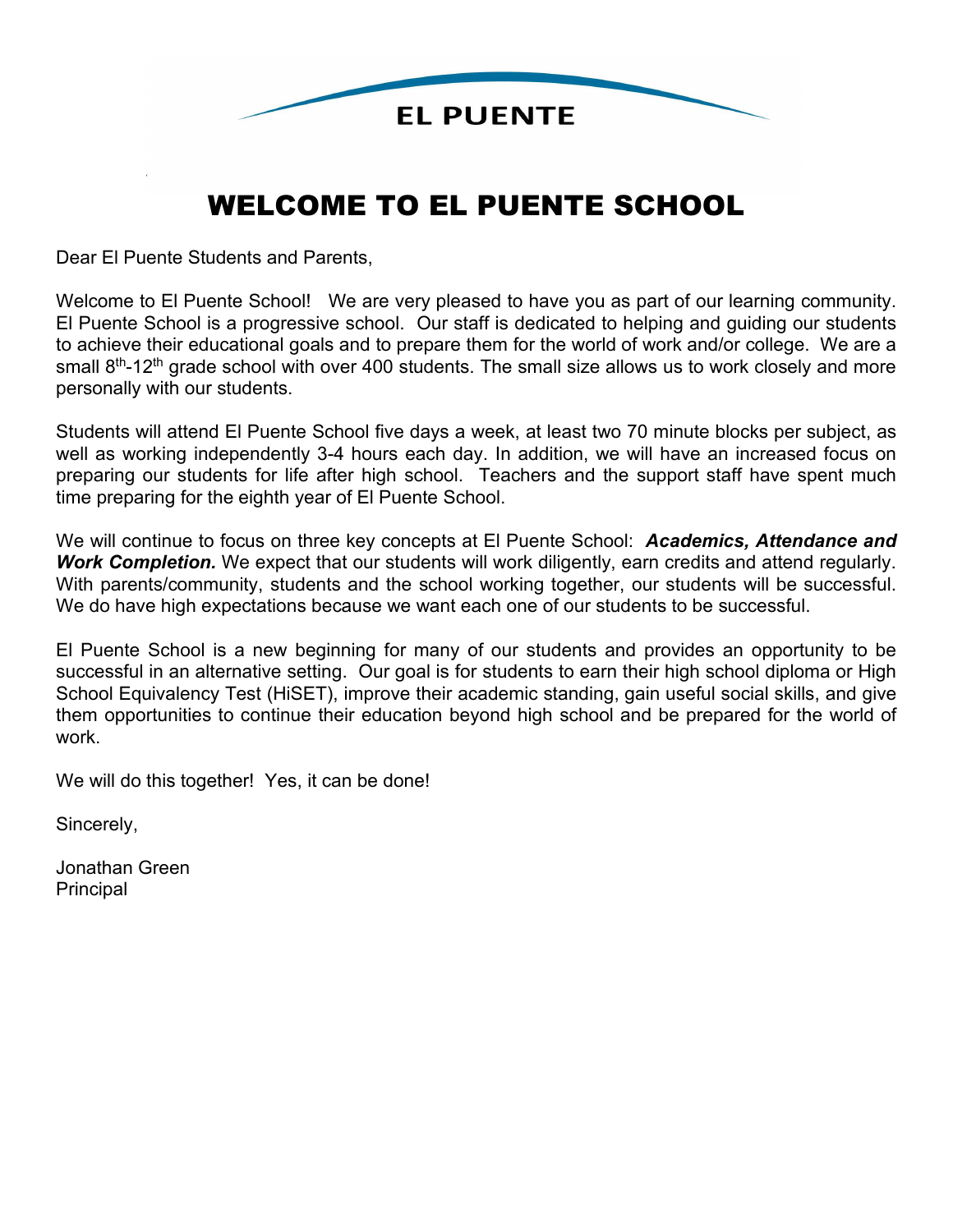EL PUENTE

# WELCOME TO EL PUENTE SCHOOL

Dear El Puente Students and Parents,

Welcome to El Puente School! We are very pleased to have you as part of our learning community. El Puente School is a progressive school. Our staff is dedicated to helping and guiding our students to achieve their educational goals and to prepare them for the world of work and/or college. We are a small 8th-12th grade school with over 400 students. The small size allows us to work closely and more personally with our students.

Students will attend El Puente School five days a week, at least two 70 minute blocks per subject, as well as working independently 3-4 hours each day. In addition, we will have an increased focus on preparing our students for life after high school. Teachers and the support staff have spent much time preparing for the eighth year of El Puente School.

We will continue to focus on three key concepts at El Puente School: ***Academics, Attendance and Work Completion.*** We expect that our students will work diligently, earn credits and attend regularly. With parents/community, students and the school working together, our students will be successful. We do have high expectations because we want each one of our students to be successful.

El Puente School is a new beginning for many of our students and provides an opportunity to be successful in an alternative setting. Our goal is for students to earn their high school diploma or High School Equivalency Test (HiSET), improve their academic standing, gain useful social skills, and give them opportunities to continue their education beyond high school and be prepared for the world of work.

We will do this together! Yes, it can be done!

Sincerely,

Jonathan Green
Principal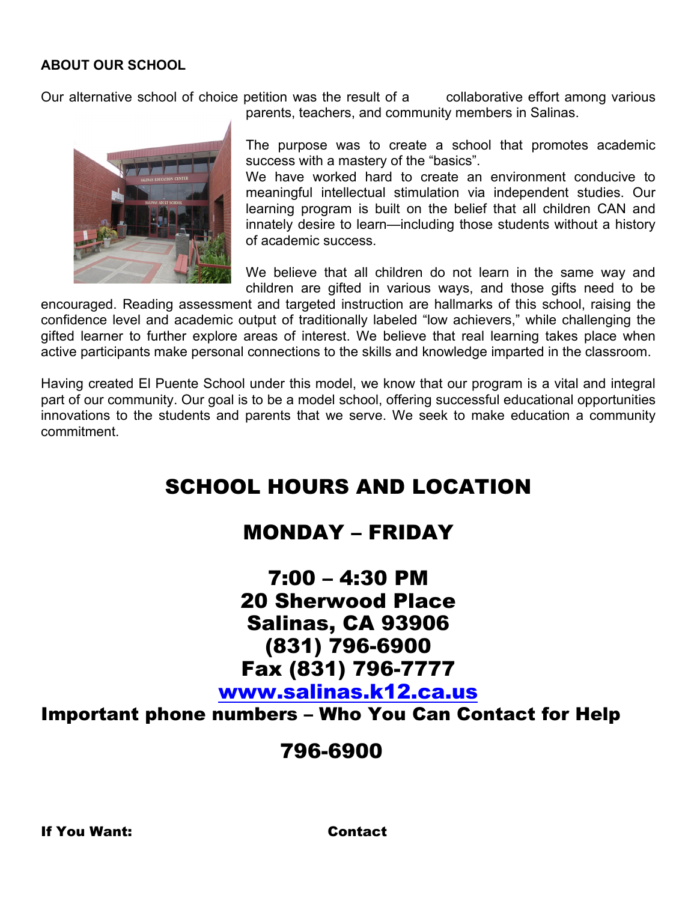**ABOUT OUR SCHOOL**

Our alternative school of choice petition was the result of a collaborative effort among various parents, teachers, and community members in Salinas.

The purpose was to create a school that promotes academic success with a mastery of the "basics".

We have worked hard to create an environment conducive to meaningful intellectual stimulation via independent studies. Our learning program is built on the belief that all children CAN and innately desire to learn—including those students without a history of academic success.

We believe that all children do not learn in the same way and children are gifted in various ways, and those gifts need to be encouraged. Reading assessment and targeted instruction are hallmarks of this school, raising the confidence level and academic output of traditionally labeled "low achievers," while challenging the gifted learner to further explore areas of interest. We believe that real learning takes place when active participants make personal connections to the skills and knowledge imparted in the classroom.

Having created El Puente School under this model, we know that our program is a vital and integral part of our community. Our goal is to be a model school, offering successful educational opportunities innovations to the students and parents that we serve. We seek to make education a community commitment.

# SCHOOL HOURS AND LOCATION

## MONDAY – FRIDAY

## 7:00 – 4:30 PM
## 20 Sherwood Place
## Salinas, CA 93906
## (831) 796-6900
## Fax (831) 796-7777
## www.salinas.k12.ca.us

## Important phone numbers – Who You Can Contact for Help

## 796-6900

**If You Want:** **Contact**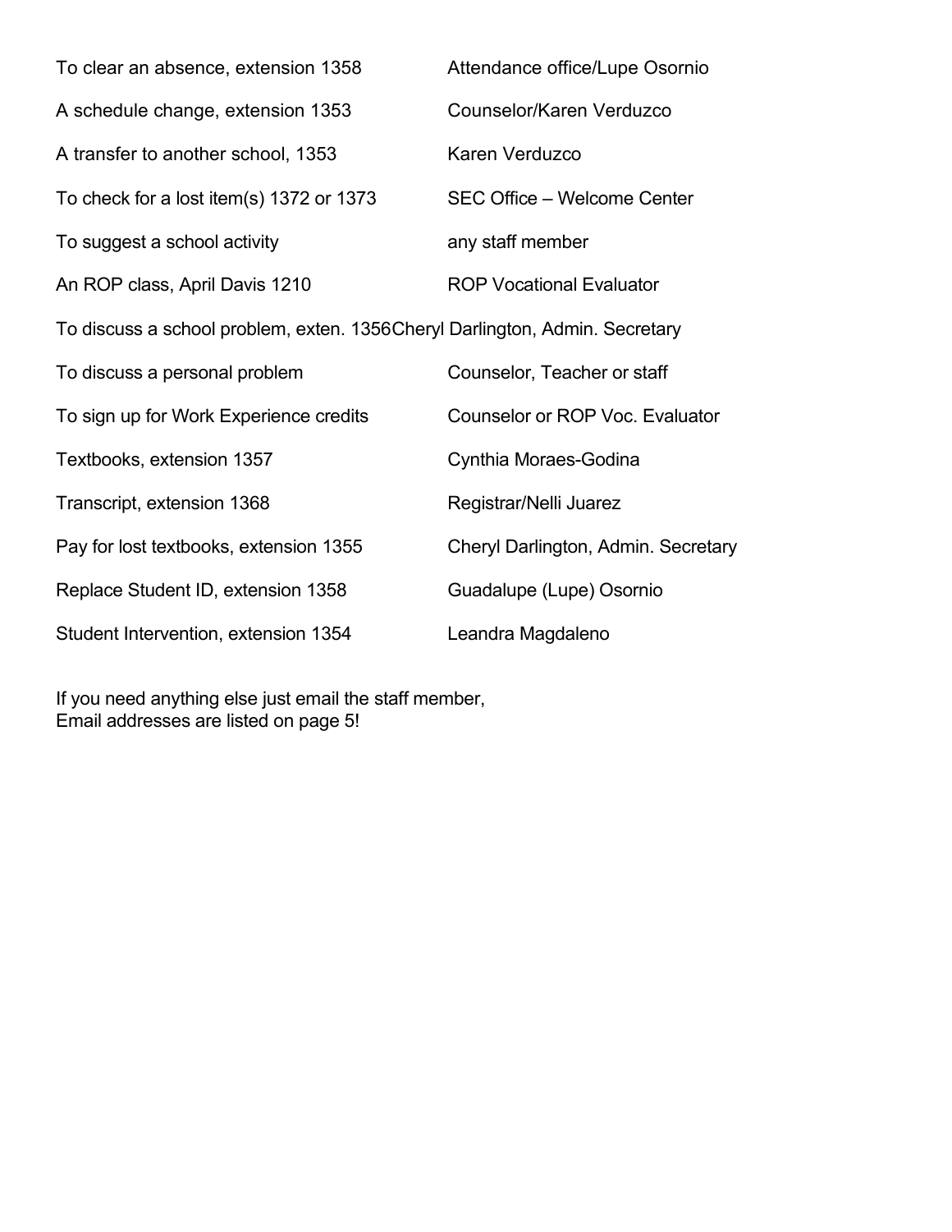| | |
|---|---|
| To clear an absence, extension 1358 | Attendance office/Lupe Osornio |
| A schedule change, extension 1353 | Counselor/Karen Verduzco |
| A transfer to another school, 1353 | Karen Verduzco |
| To check for a lost item(s) 1372 or 1373 | SEC Office – Welcome Center |
| To suggest a school activity | any staff member |
| An ROP class, April Davis 1210 | ROP Vocational Evaluator |
| To discuss a school problem, exten. 1356 | Cheryl Darlington, Admin. Secretary |
| To discuss a personal problem | Counselor, Teacher or staff |
| To sign up for Work Experience credits | Counselor or ROP Voc. Evaluator |
| Textbooks, extension 1357 | Cynthia Moraes-Godina |
| Transcript, extension 1368 | Registrar/Nelli Juarez |
| Pay for lost textbooks, extension 1355 | Cheryl Darlington, Admin. Secretary |
| Replace Student ID, extension 1358 | Guadalupe (Lupe) Osornio |
| Student Intervention, extension 1354 | Leandra Magdaleno |

If you need anything else just email the staff member,
Email addresses are listed on page 5!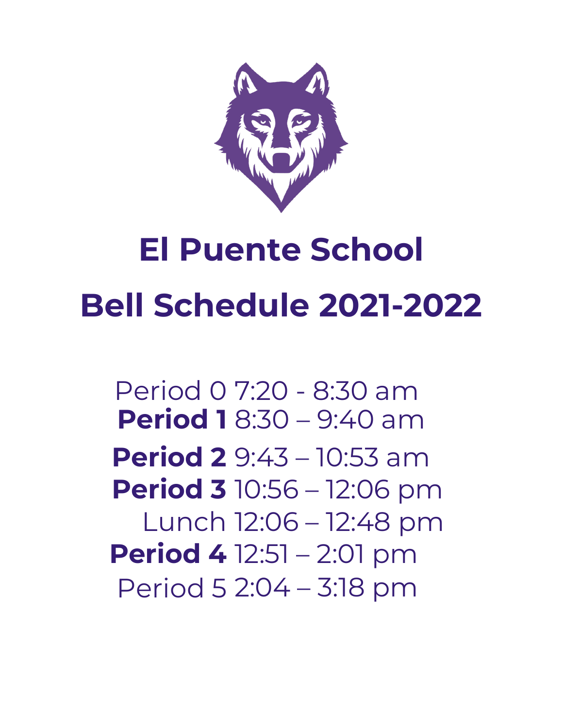# El Puente School

# Bell Schedule 2021-2022

Period 0 7:20 - 8:30 am
**Period 1** 8:30 – 9:40 am
**Period 2** 9:43 – 10:53 am
**Period 3** 10:56 – 12:06 pm
Lunch 12:06 – 12:48 pm
**Period 4** 12:51 – 2:01 pm
Period 5 2:04 – 3:18 pm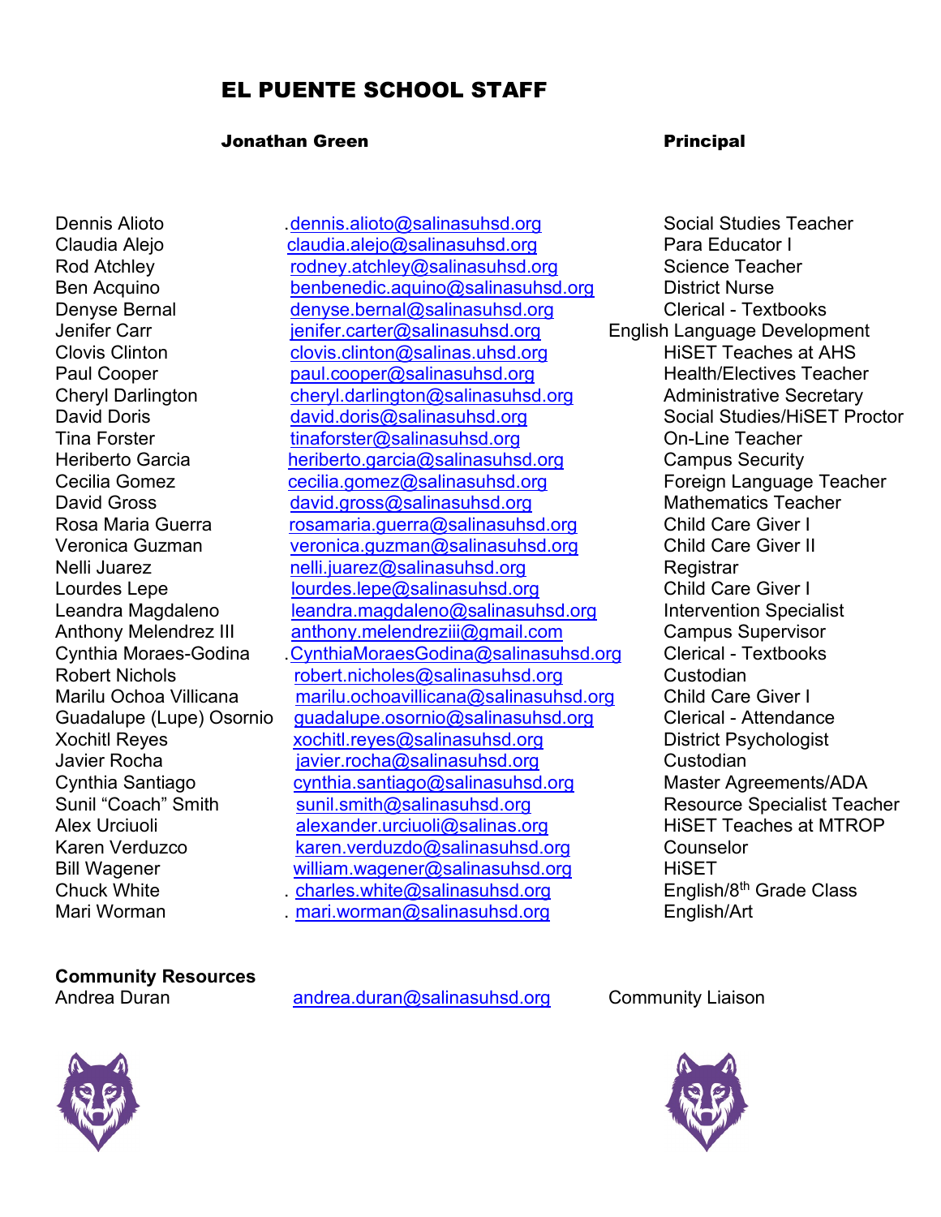# EL PUENTE SCHOOL STAFF

**Jonathan Green** **Principal**

| Name | Email | Position |
|---|---|---|
| Dennis Alioto | .dennis.alioto@salinasuhsd.org | Social Studies Teacher |
| Claudia Alejo | claudia.alejo@salinasuhsd.org | Para Educator I |
| Rod Atchley | rodney.atchley@salinasuhsd.org | Science Teacher |
| Ben Acquino | benbenedic.aquino@salinasuhsd.org | District Nurse |
| Denyse Bernal | denyse.bernal@salinasuhsd.org | Clerical - Textbooks |
| Jenifer Carr | jenifer.carter@salinasuhsd.org | English Language Development |
| Clovis Clinton | clovis.clinton@salinas.uhsd.org | HiSET Teaches at AHS |
| Paul Cooper | paul.cooper@salinasuhsd.org | Health/Electives Teacher |
| Cheryl Darlington | cheryl.darlington@salinasuhsd.org | Administrative Secretary |
| David Doris | david.doris@salinasuhsd.org | Social Studies/HiSET Proctor |
| Tina Forster | tinaforster@salinasuhsd.org | On-Line Teacher |
| Heriberto Garcia | heriberto.garcia@salinasuhsd.org | Campus Security |
| Cecilia Gomez | cecilia.gomez@salinasuhsd.org | Foreign Language Teacher |
| David Gross | david.gross@salinasuhsd.org | Mathematics Teacher |
| Rosa Maria Guerra | rosamaria.guerra@salinasuhsd.org | Child Care Giver I |
| Veronica Guzman | veronica.guzman@salinasuhsd.org | Child Care Giver II |
| Nelli Juarez | nelli.juarez@salinasuhsd.org | Registrar |
| Lourdes Lepe | lourdes.lepe@salinasuhsd.org | Child Care Giver I |
| Leandra Magdaleno | leandra.magdaleno@salinasuhsd.org | Intervention Specialist |
| Anthony Melendrez III | anthony.melendreziii@gmail.com | Campus Supervisor |
| Cynthia Moraes-Godina | .CynthiaMoraesGodina@salinasuhsd.org | Clerical - Textbooks |
| Robert Nichols | robert.nicholes@salinasuhsd.org | Custodian |
| Marilu Ochoa Villicana | marilu.ochoavillicana@salinasuhsd.org | Child Care Giver I |
| Guadalupe (Lupe) Osornio | guadalupe.osornio@salinasuhsd.org | Clerical - Attendance |
| Xochitl Reyes | xochitl.reyes@salinasuhsd.org | District Psychologist |
| Javier Rocha | javier.rocha@salinasuhsd.org | Custodian |
| Cynthia Santiago | cynthia.santiago@salinasuhsd.org | Master Agreements/ADA |
| Sunil "Coach" Smith | sunil.smith@salinasuhsd.org | Resource Specialist Teacher |
| Alex Urciuoli | alexander.urciuoli@salinas.org | HiSET Teaches at MTROP |
| Karen Verduzco | karen.verduzdo@salinasuhsd.org | Counselor |
| Bill Wagener | william.wagener@salinasuhsd.org | HiSET |
| Chuck White | . charles.white@salinasuhsd.org | English/8th Grade Class |
| Mari Worman | . mari.worman@salinasuhsd.org | English/Art |

**Community Resources**

| Name | Email | Position |
|---|---|---|
| Andrea Duran | andrea.duran@salinasuhsd.org | Community Liaison |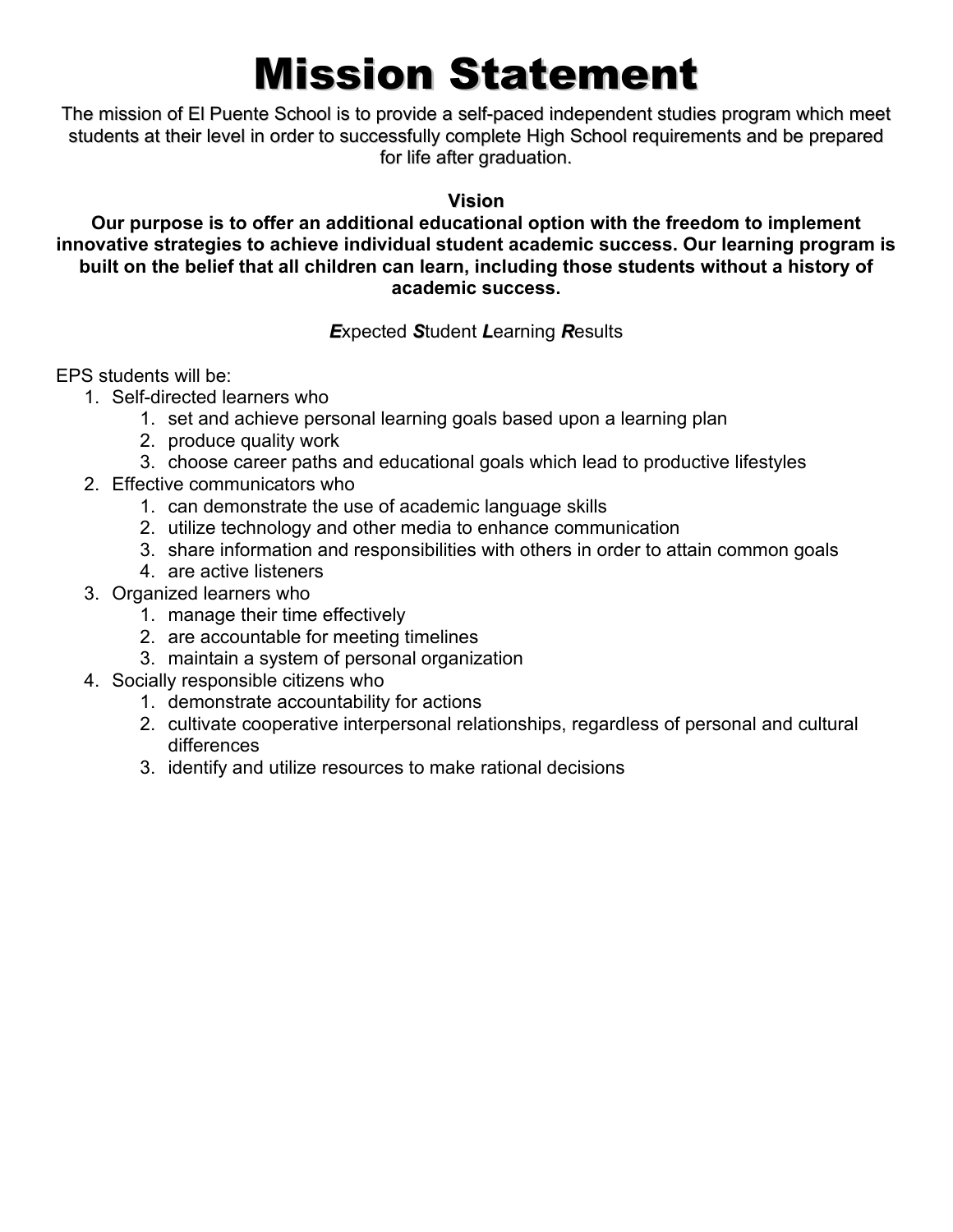# Mission Statement

The mission of El Puente School is to provide a self-paced independent studies program which meet students at their level in order to successfully complete High School requirements and be prepared for life after graduation.

**Vision**

**Our purpose is to offer an additional educational option with the freedom to implement innovative strategies to achieve individual student academic success. Our learning program is built on the belief that all children can learn, including those students without a history of academic success.**

***E***xpected ***S***tudent ***L***earning ***R***esults

EPS students will be:

1. Self-directed learners who
    1. set and achieve personal learning goals based upon a learning plan
    2. produce quality work
    3. choose career paths and educational goals which lead to productive lifestyles
2. Effective communicators who
    1. can demonstrate the use of academic language skills
    2. utilize technology and other media to enhance communication
    3. share information and responsibilities with others in order to attain common goals
    4. are active listeners
3. Organized learners who
    1. manage their time effectively
    2. are accountable for meeting timelines
    3. maintain a system of personal organization
4. Socially responsible citizens who
    1. demonstrate accountability for actions
    2. cultivate cooperative interpersonal relationships, regardless of personal and cultural differences
    3. identify and utilize resources to make rational decisions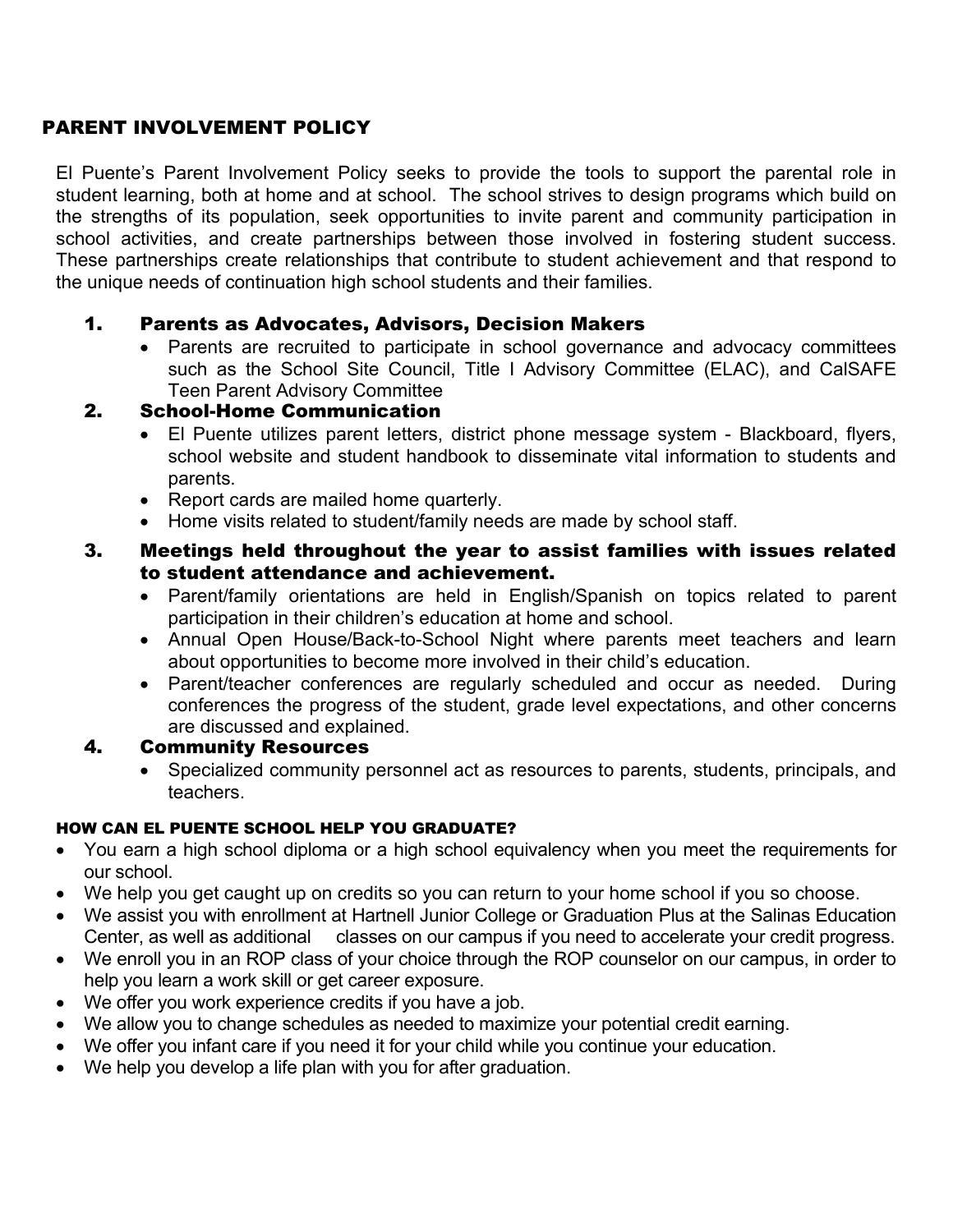## PARENT INVOLVEMENT POLICY

El Puente's Parent Involvement Policy seeks to provide the tools to support the parental role in student learning, both at home and at school. The school strives to design programs which build on the strengths of its population, seek opportunities to invite parent and community participation in school activities, and create partnerships between those involved in fostering student success. These partnerships create relationships that contribute to student achievement and that respond to the unique needs of continuation high school students and their families.

1. **Parents as Advocates, Advisors, Decision Makers**
   - Parents are recruited to participate in school governance and advocacy committees such as the School Site Council, Title I Advisory Committee (ELAC), and CalSAFE Teen Parent Advisory Committee
2. **School-Home Communication**
   - El Puente utilizes parent letters, district phone message system - Blackboard, flyers, school website and student handbook to disseminate vital information to students and parents.
   - Report cards are mailed home quarterly.
   - Home visits related to student/family needs are made by school staff.
3. **Meetings held throughout the year to assist families with issues related to student attendance and achievement.**
   - Parent/family orientations are held in English/Spanish on topics related to parent participation in their children's education at home and school.
   - Annual Open House/Back-to-School Night where parents meet teachers and learn about opportunities to become more involved in their child's education.
   - Parent/teacher conferences are regularly scheduled and occur as needed. During conferences the progress of the student, grade level expectations, and other concerns are discussed and explained.
4. **Community Resources**
   - Specialized community personnel act as resources to parents, students, principals, and teachers.

### HOW CAN EL PUENTE SCHOOL HELP YOU GRADUATE?

- You earn a high school diploma or a high school equivalency when you meet the requirements for our school.
- We help you get caught up on credits so you can return to your home school if you so choose.
- We assist you with enrollment at Hartnell Junior College or Graduation Plus at the Salinas Education Center, as well as additional classes on our campus if you need to accelerate your credit progress.
- We enroll you in an ROP class of your choice through the ROP counselor on our campus, in order to help you learn a work skill or get career exposure.
- We offer you work experience credits if you have a job.
- We allow you to change schedules as needed to maximize your potential credit earning.
- We offer you infant care if you need it for your child while you continue your education.
- We help you develop a life plan with you for after graduation.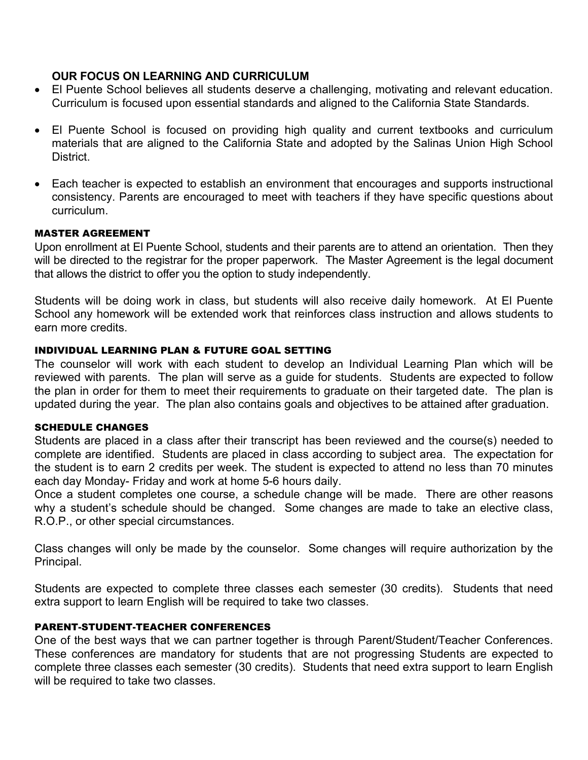### OUR FOCUS ON LEARNING AND CURRICULUM

- El Puente School believes all students deserve a challenging, motivating and relevant education. Curriculum is focused upon essential standards and aligned to the California State Standards.
- El Puente School is focused on providing high quality and current textbooks and curriculum materials that are aligned to the California State and adopted by the Salinas Union High School District.
- Each teacher is expected to establish an environment that encourages and supports instructional consistency. Parents are encouraged to meet with teachers if they have specific questions about curriculum.

### MASTER AGREEMENT

Upon enrollment at El Puente School, students and their parents are to attend an orientation. Then they will be directed to the registrar for the proper paperwork. The Master Agreement is the legal document that allows the district to offer you the option to study independently.

Students will be doing work in class, but students will also receive daily homework. At El Puente School any homework will be extended work that reinforces class instruction and allows students to earn more credits.

### INDIVIDUAL LEARNING PLAN & FUTURE GOAL SETTING

The counselor will work with each student to develop an Individual Learning Plan which will be reviewed with parents. The plan will serve as a guide for students. Students are expected to follow the plan in order for them to meet their requirements to graduate on their targeted date. The plan is updated during the year. The plan also contains goals and objectives to be attained after graduation.

### SCHEDULE CHANGES

Students are placed in a class after their transcript has been reviewed and the course(s) needed to complete are identified. Students are placed in class according to subject area. The expectation for the student is to earn 2 credits per week. The student is expected to attend no less than 70 minutes each day Monday- Friday and work at home 5-6 hours daily.
Once a student completes one course, a schedule change will be made. There are other reasons why a student's schedule should be changed. Some changes are made to take an elective class, R.O.P., or other special circumstances.

Class changes will only be made by the counselor. Some changes will require authorization by the Principal.

Students are expected to complete three classes each semester (30 credits). Students that need extra support to learn English will be required to take two classes.

### PARENT-STUDENT-TEACHER CONFERENCES

One of the best ways that we can partner together is through Parent/Student/Teacher Conferences. These conferences are mandatory for students that are not progressing Students are expected to complete three classes each semester (30 credits). Students that need extra support to learn English will be required to take two classes.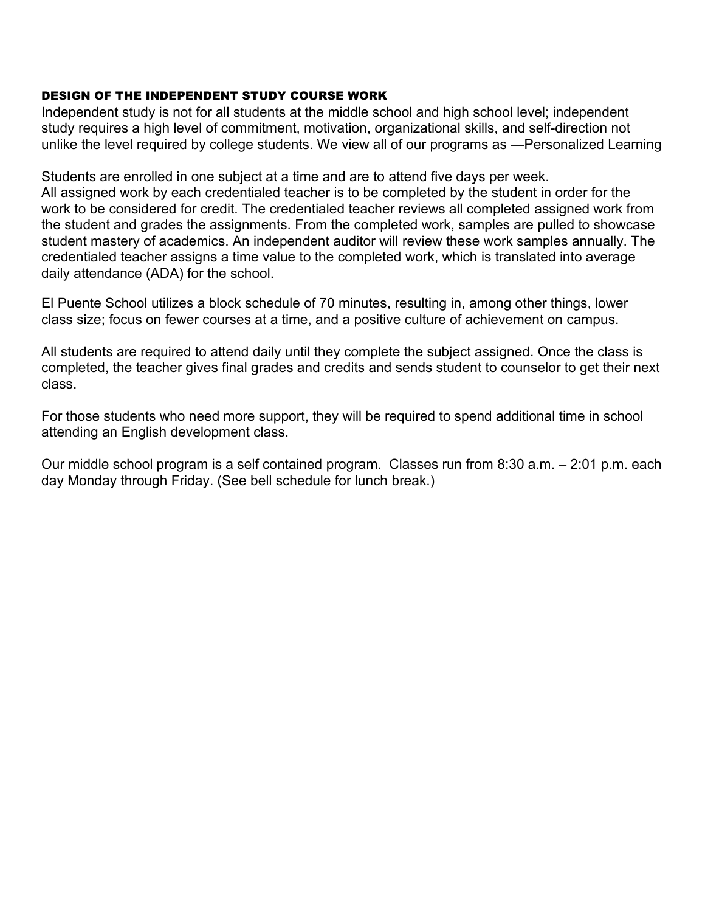## DESIGN OF THE INDEPENDENT STUDY COURSE WORK

Independent study is not for all students at the middle school and high school level; independent study requires a high level of commitment, motivation, organizational skills, and self-direction not unlike the level required by college students. We view all of our programs as —Personalized Learning

Students are enrolled in one subject at a time and are to attend five days per week.
All assigned work by each credentialed teacher is to be completed by the student in order for the work to be considered for credit. The credentialed teacher reviews all completed assigned work from the student and grades the assignments. From the completed work, samples are pulled to showcase student mastery of academics. An independent auditor will review these work samples annually. The credentialed teacher assigns a time value to the completed work, which is translated into average daily attendance (ADA) for the school.

El Puente School utilizes a block schedule of 70 minutes, resulting in, among other things, lower class size; focus on fewer courses at a time, and a positive culture of achievement on campus.

All students are required to attend daily until they complete the subject assigned. Once the class is completed, the teacher gives final grades and credits and sends student to counselor to get their next class.

For those students who need more support, they will be required to spend additional time in school attending an English development class.

Our middle school program is a self contained program. Classes run from 8:30 a.m. – 2:01 p.m. each day Monday through Friday. (See bell schedule for lunch break.)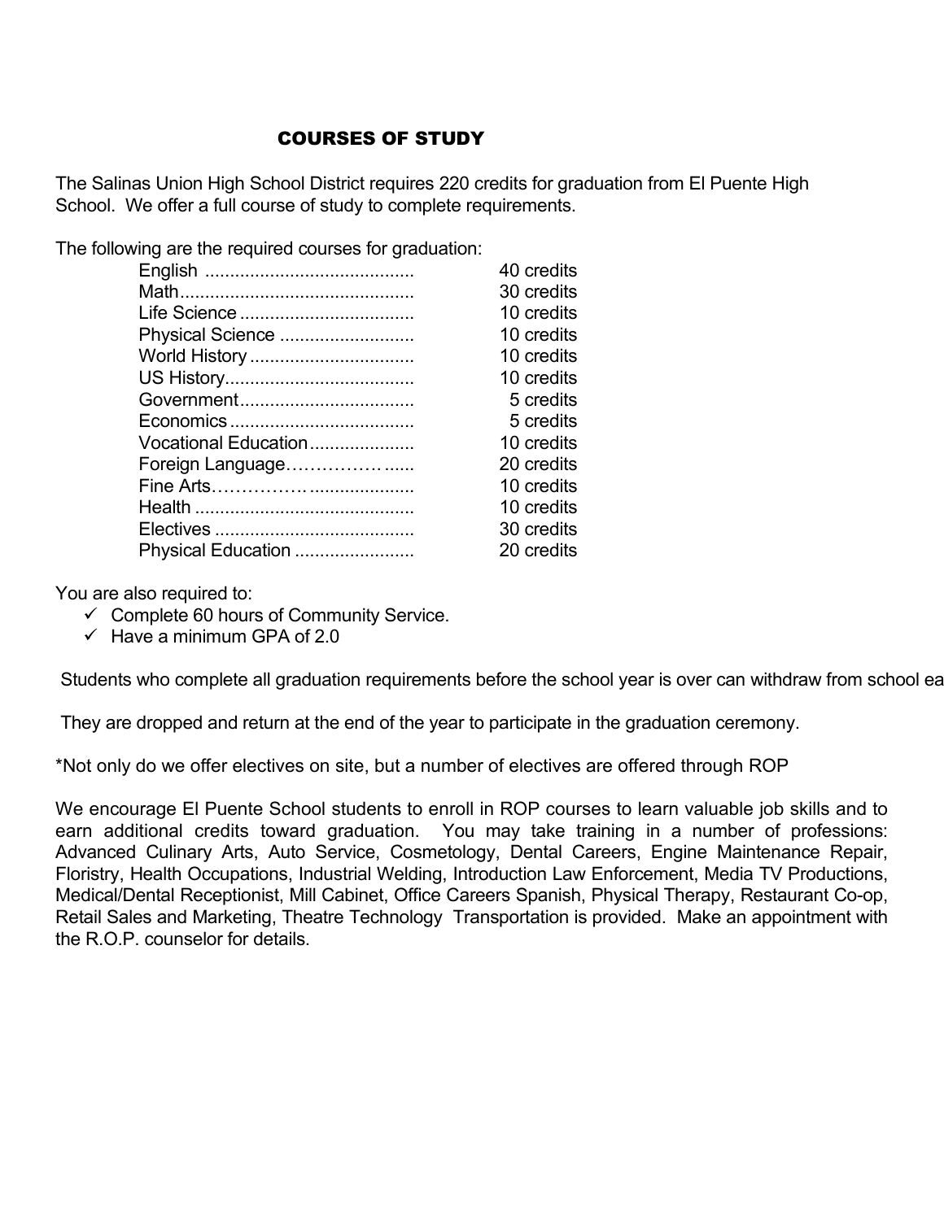# COURSES OF STUDY

The Salinas Union High School District requires 220 credits for graduation from El Puente High School. We offer a full course of study to complete requirements.

The following are the required courses for graduation:

| Course | Credits |
|---|---|
| English | 40 credits |
| Math | 30 credits |
| Life Science | 10 credits |
| Physical Science | 10 credits |
| World History | 10 credits |
| US History | 10 credits |
| Government | 5 credits |
| Economics | 5 credits |
| Vocational Education | 10 credits |
| Foreign Language | 20 credits |
| Fine Arts | 10 credits |
| Health | 10 credits |
| Electives | 30 credits |
| Physical Education | 20 credits |

You are also required to:

- ✓ Complete 60 hours of Community Service.
- ✓ Have a minimum GPA of 2.0

Students who complete all graduation requirements before the school year is over can withdraw from school ea

They are dropped and return at the end of the year to participate in the graduation ceremony.

*Not only do we offer electives on site, but a number of electives are offered through ROP

We encourage El Puente School students to enroll in ROP courses to learn valuable job skills and to earn additional credits toward graduation. You may take training in a number of professions: Advanced Culinary Arts, Auto Service, Cosmetology, Dental Careers, Engine Maintenance Repair, Floristry, Health Occupations, Industrial Welding, Introduction Law Enforcement, Media TV Productions, Medical/Dental Receptionist, Mill Cabinet, Office Careers Spanish, Physical Therapy, Restaurant Co-op, Retail Sales and Marketing, Theatre Technology Transportation is provided. Make an appointment with the R.O.P. counselor for details.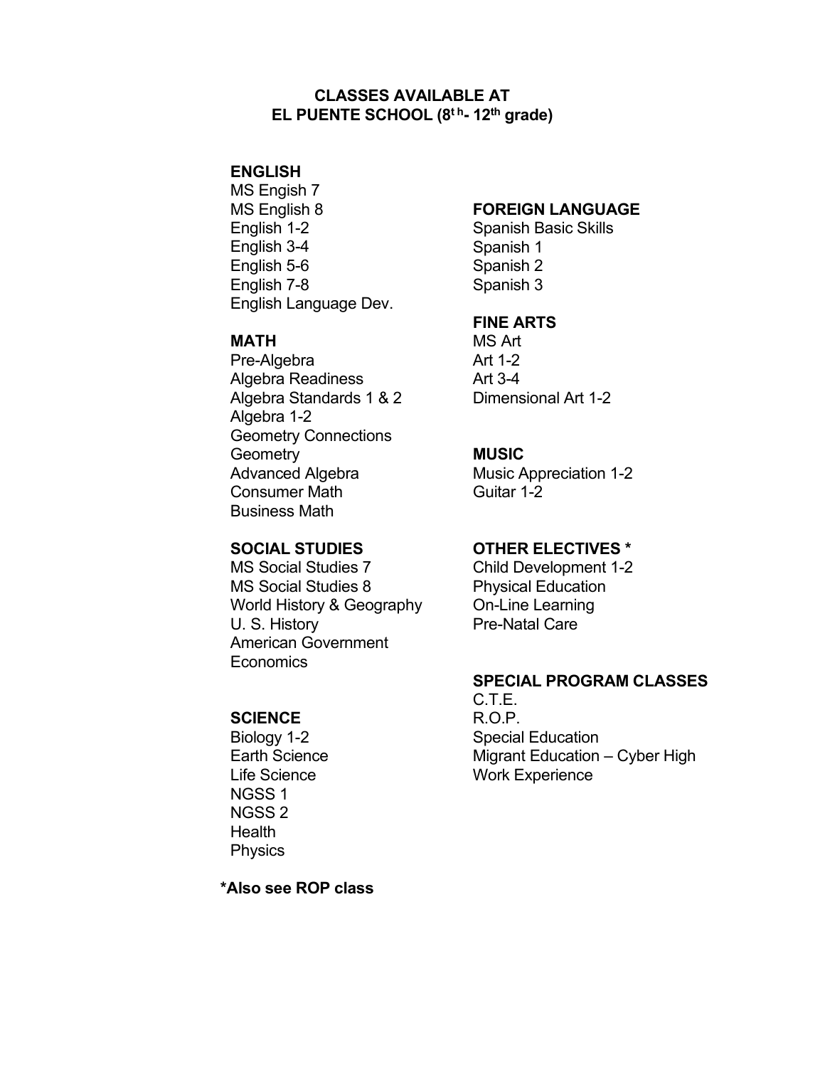# CLASSES AVAILABLE AT
# EL PUENTE SCHOOL (8th- 12th grade)

**ENGLISH**

MS Engish 7
MS English 8
English 1-2
English 3-4
English 5-6
English 7-8
English Language Dev.

**MATH**

Pre-Algebra
Algebra Readiness
Algebra Standards 1 & 2
Algebra 1-2
Geometry Connections
Geometry
Advanced Algebra
Consumer Math
Business Math

**SOCIAL STUDIES**

MS Social Studies 7
MS Social Studies 8
World History & Geography
U. S. History
American Government
Economics

**SCIENCE**

Biology 1-2
Earth Science
Life Science
NGSS 1
NGSS 2
Health
Physics

**FOREIGN LANGUAGE**

Spanish Basic Skills
Spanish 1
Spanish 2
Spanish 3

**FINE ARTS**

MS Art
Art 1-2
Art 3-4
Dimensional Art 1-2

**MUSIC**

Music Appreciation 1-2
Guitar 1-2

**OTHER ELECTIVES ***

Child Development 1-2
Physical Education
On-Line Learning
Pre-Natal Care

**SPECIAL PROGRAM CLASSES**

C.T.E.
R.O.P.
Special Education
Migrant Education – Cyber High
Work Experience

**\*Also see ROP class**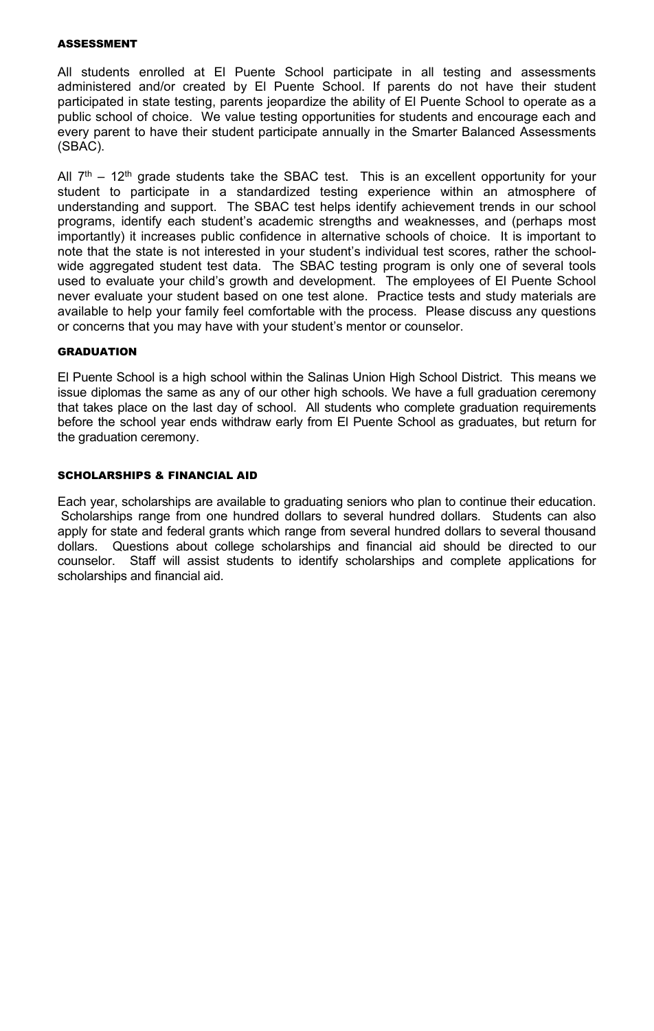## ASSESSMENT

All students enrolled at El Puente School participate in all testing and assessments administered and/or created by El Puente School. If parents do not have their student participated in state testing, parents jeopardize the ability of El Puente School to operate as a public school of choice. We value testing opportunities for students and encourage each and every parent to have their student participate annually in the Smarter Balanced Assessments (SBAC).

All 7th – 12th grade students take the SBAC test. This is an excellent opportunity for your student to participate in a standardized testing experience within an atmosphere of understanding and support. The SBAC test helps identify achievement trends in our school programs, identify each student's academic strengths and weaknesses, and (perhaps most importantly) it increases public confidence in alternative schools of choice. It is important to note that the state is not interested in your student's individual test scores, rather the school-wide aggregated student test data. The SBAC testing program is only one of several tools used to evaluate your child's growth and development. The employees of El Puente School never evaluate your student based on one test alone. Practice tests and study materials are available to help your family feel comfortable with the process. Please discuss any questions or concerns that you may have with your student's mentor or counselor.

## GRADUATION

El Puente School is a high school within the Salinas Union High School District. This means we issue diplomas the same as any of our other high schools. We have a full graduation ceremony that takes place on the last day of school. All students who complete graduation requirements before the school year ends withdraw early from El Puente School as graduates, but return for the graduation ceremony.

## SCHOLARSHIPS & FINANCIAL AID

Each year, scholarships are available to graduating seniors who plan to continue their education. Scholarships range from one hundred dollars to several hundred dollars. Students can also apply for state and federal grants which range from several hundred dollars to several thousand dollars. Questions about college scholarships and financial aid should be directed to our counselor. Staff will assist students to identify scholarships and complete applications for scholarships and financial aid.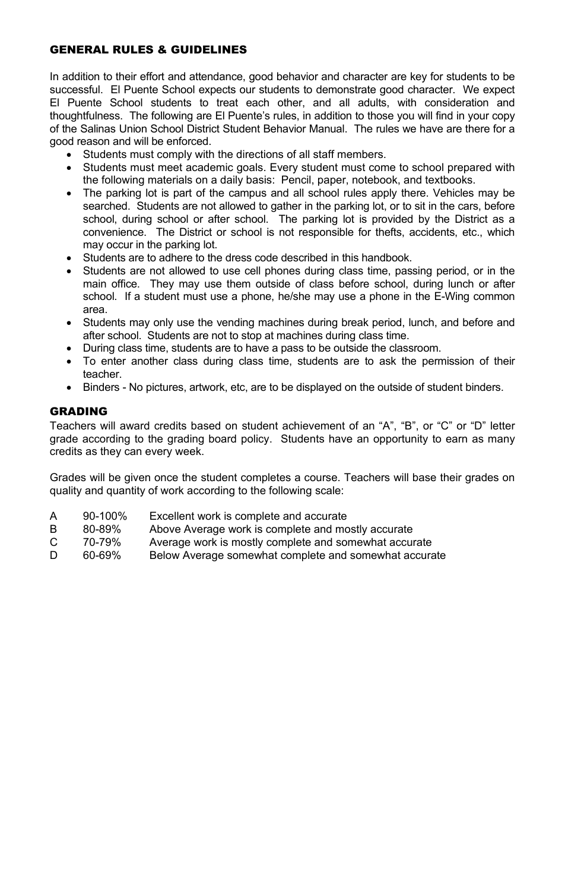## GENERAL RULES & GUIDELINES

In addition to their effort and attendance, good behavior and character are key for students to be successful. El Puente School expects our students to demonstrate good character. We expect El Puente School students to treat each other, and all adults, with consideration and thoughtfulness. The following are El Puente's rules, in addition to those you will find in your copy of the Salinas Union School District Student Behavior Manual. The rules we have are there for a good reason and will be enforced.

- Students must comply with the directions of all staff members.
- Students must meet academic goals. Every student must come to school prepared with the following materials on a daily basis: Pencil, paper, notebook, and textbooks.
- The parking lot is part of the campus and all school rules apply there. Vehicles may be searched. Students are not allowed to gather in the parking lot, or to sit in the cars, before school, during school or after school. The parking lot is provided by the District as a convenience. The District or school is not responsible for thefts, accidents, etc., which may occur in the parking lot.
- Students are to adhere to the dress code described in this handbook.
- Students are not allowed to use cell phones during class time, passing period, or in the main office. They may use them outside of class before school, during lunch or after school. If a student must use a phone, he/she may use a phone in the E-Wing common area.
- Students may only use the vending machines during break period, lunch, and before and after school. Students are not to stop at machines during class time.
- During class time, students are to have a pass to be outside the classroom.
- To enter another class during class time, students are to ask the permission of their teacher.
- Binders - No pictures, artwork, etc, are to be displayed on the outside of student binders.

## GRADING

Teachers will award credits based on student achievement of an "A", "B", or "C" or "D" letter grade according to the grading board policy. Students have an opportunity to earn as many credits as they can every week.

Grades will be given once the student completes a course. Teachers will base their grades on quality and quantity of work according to the following scale:

| | | |
|---|---|---|
| A | 90-100% | Excellent work is complete and accurate |
| B | 80-89% | Above Average work is complete and mostly accurate |
| C | 70-79% | Average work is mostly complete and somewhat accurate |
| D | 60-69% | Below Average somewhat complete and somewhat accurate |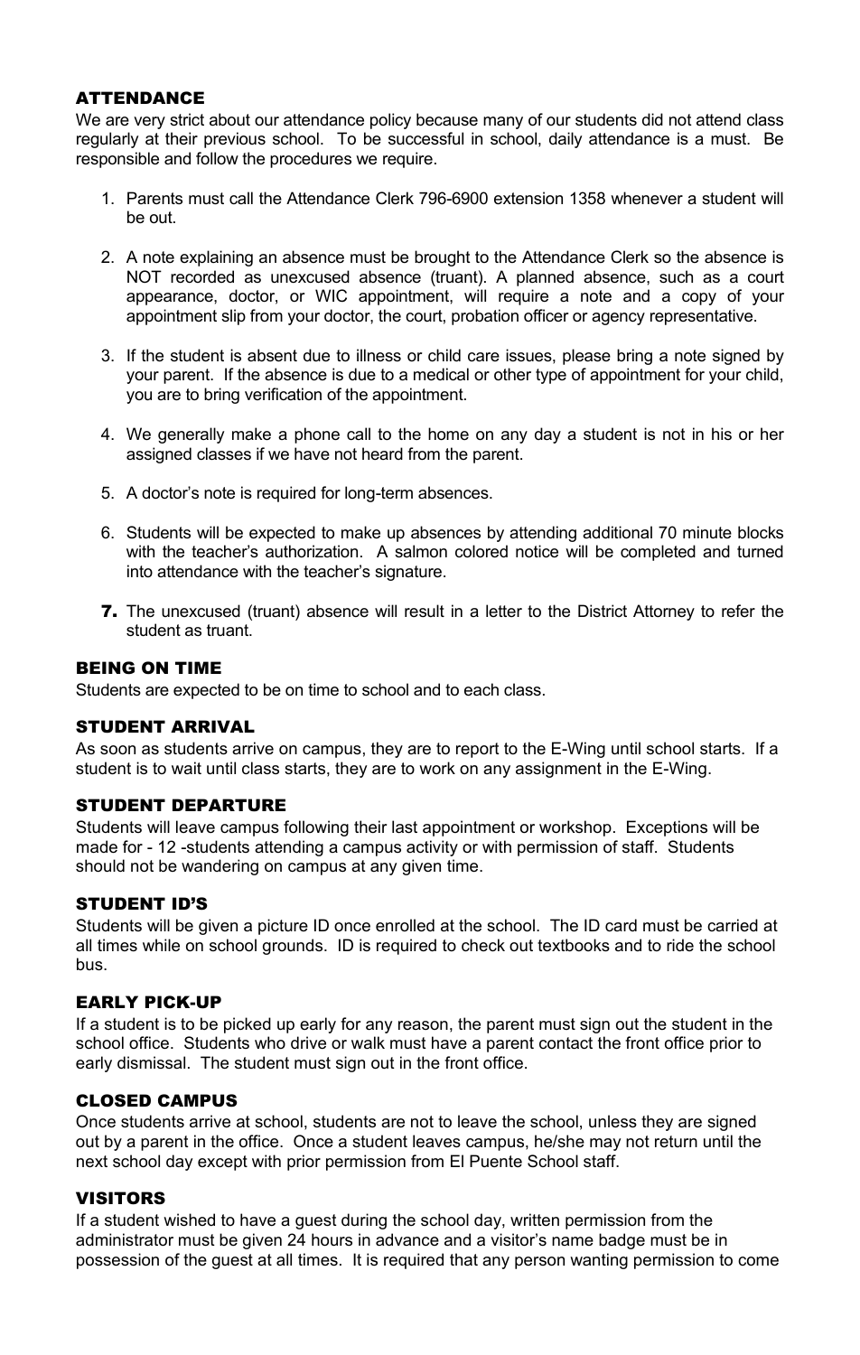## ATTENDANCE

We are very strict about our attendance policy because many of our students did not attend class regularly at their previous school. To be successful in school, daily attendance is a must. Be responsible and follow the procedures we require.

1. Parents must call the Attendance Clerk 796-6900 extension 1358 whenever a student will be out.
2. A note explaining an absence must be brought to the Attendance Clerk so the absence is NOT recorded as unexcused absence (truant). A planned absence, such as a court appearance, doctor, or WIC appointment, will require a note and a copy of your appointment slip from your doctor, the court, probation officer or agency representative.
3. If the student is absent due to illness or child care issues, please bring a note signed by your parent. If the absence is due to a medical or other type of appointment for your child, you are to bring verification of the appointment.
4. We generally make a phone call to the home on any day a student is not in his or her assigned classes if we have not heard from the parent.
5. A doctor's note is required for long-term absences.
6. Students will be expected to make up absences by attending additional 70 minute blocks with the teacher's authorization. A salmon colored notice will be completed and turned into attendance with the teacher's signature.
7. The unexcused (truant) absence will result in a letter to the District Attorney to refer the student as truant.

## BEING ON TIME

Students are expected to be on time to school and to each class.

## STUDENT ARRIVAL

As soon as students arrive on campus, they are to report to the E-Wing until school starts. If a student is to wait until class starts, they are to work on any assignment in the E-Wing.

## STUDENT DEPARTURE

Students will leave campus following their last appointment or workshop. Exceptions will be made for - 12 -students attending a campus activity or with permission of staff. Students should not be wandering on campus at any given time.

## STUDENT ID'S

Students will be given a picture ID once enrolled at the school. The ID card must be carried at all times while on school grounds. ID is required to check out textbooks and to ride the school bus.

## EARLY PICK-UP

If a student is to be picked up early for any reason, the parent must sign out the student in the school office. Students who drive or walk must have a parent contact the front office prior to early dismissal. The student must sign out in the front office.

## CLOSED CAMPUS

Once students arrive at school, students are not to leave the school, unless they are signed out by a parent in the office. Once a student leaves campus, he/she may not return until the next school day except with prior permission from El Puente School staff.

## VISITORS

If a student wished to have a guest during the school day, written permission from the administrator must be given 24 hours in advance and a visitor's name badge must be in possession of the guest at all times. It is required that any person wanting permission to come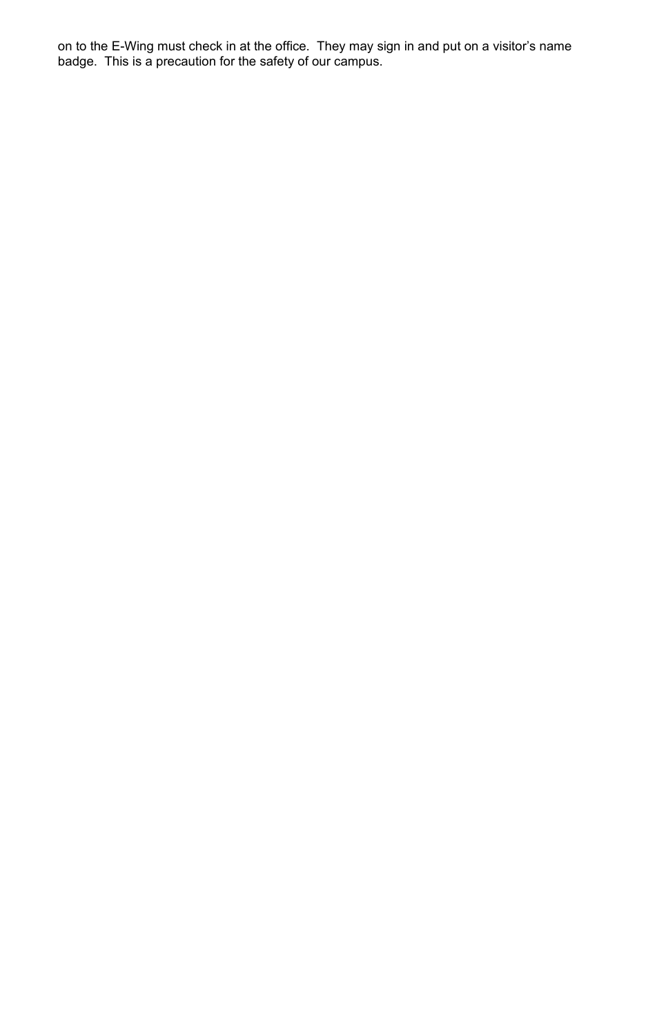on to the E-Wing must check in at the office. They may sign in and put on a visitor's name badge. This is a precaution for the safety of our campus.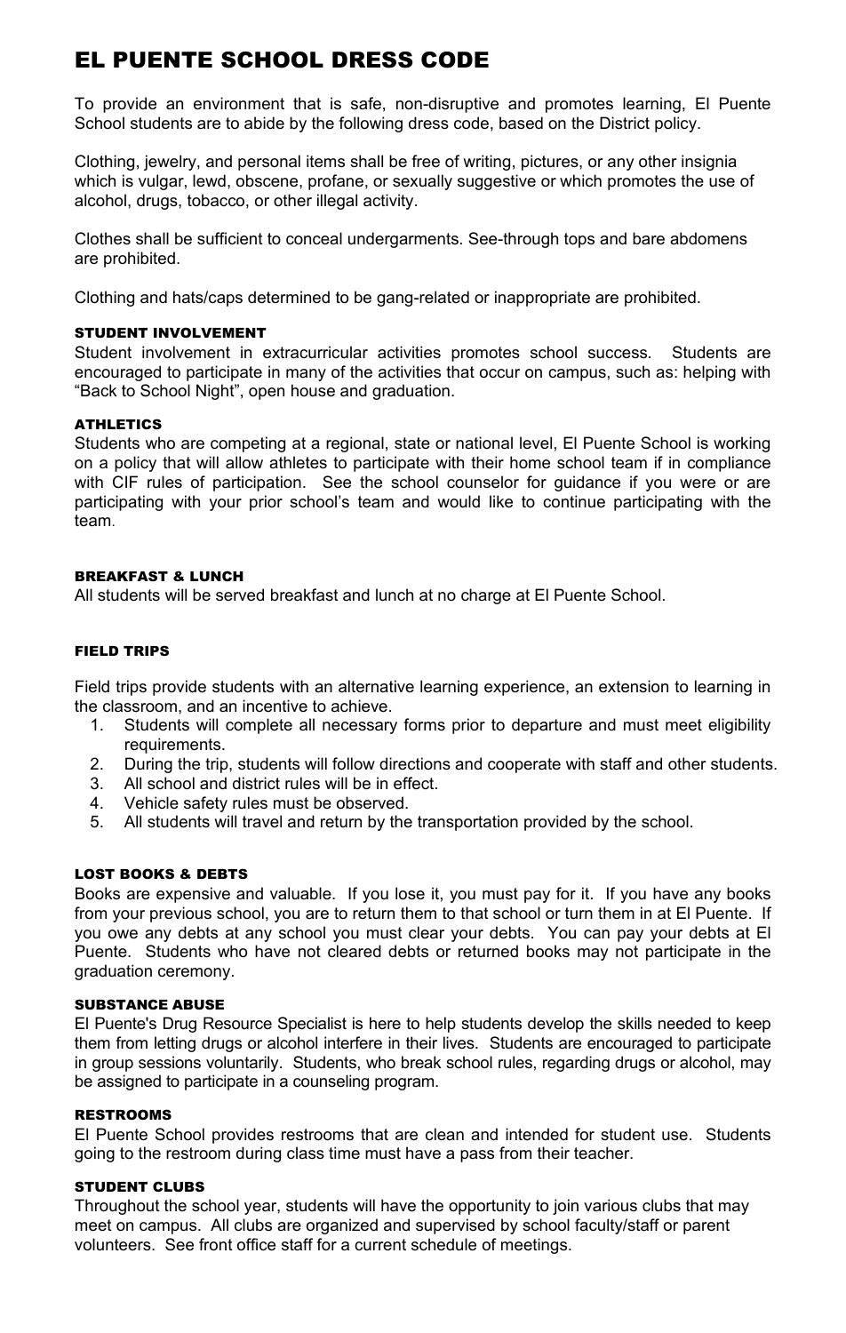# EL PUENTE SCHOOL DRESS CODE

To provide an environment that is safe, non-disruptive and promotes learning, El Puente School students are to abide by the following dress code, based on the District policy.

Clothing, jewelry, and personal items shall be free of writing, pictures, or any other insignia which is vulgar, lewd, obscene, profane, or sexually suggestive or which promotes the use of alcohol, drugs, tobacco, or other illegal activity.

Clothes shall be sufficient to conceal undergarments. See-through tops and bare abdomens are prohibited.

Clothing and hats/caps determined to be gang-related or inappropriate are prohibited.

### STUDENT INVOLVEMENT

Student involvement in extracurricular activities promotes school success. Students are encouraged to participate in many of the activities that occur on campus, such as: helping with "Back to School Night", open house and graduation.

### ATHLETICS

Students who are competing at a regional, state or national level, El Puente School is working on a policy that will allow athletes to participate with their home school team if in compliance with CIF rules of participation. See the school counselor for guidance if you were or are participating with your prior school's team and would like to continue participating with the team.

### BREAKFAST & LUNCH

All students will be served breakfast and lunch at no charge at El Puente School.

### FIELD TRIPS

Field trips provide students with an alternative learning experience, an extension to learning in the classroom, and an incentive to achieve.

1. Students will complete all necessary forms prior to departure and must meet eligibility requirements.
2. During the trip, students will follow directions and cooperate with staff and other students.
3. All school and district rules will be in effect.
4. Vehicle safety rules must be observed.
5. All students will travel and return by the transportation provided by the school.

### LOST BOOKS & DEBTS

Books are expensive and valuable. If you lose it, you must pay for it. If you have any books from your previous school, you are to return them to that school or turn them in at El Puente. If you owe any debts at any school you must clear your debts. You can pay your debts at El Puente. Students who have not cleared debts or returned books may not participate in the graduation ceremony.

### SUBSTANCE ABUSE

El Puente's Drug Resource Specialist is here to help students develop the skills needed to keep them from letting drugs or alcohol interfere in their lives. Students are encouraged to participate in group sessions voluntarily. Students, who break school rules, regarding drugs or alcohol, may be assigned to participate in a counseling program.

### RESTROOMS

El Puente School provides restrooms that are clean and intended for student use. Students going to the restroom during class time must have a pass from their teacher.

### STUDENT CLUBS

Throughout the school year, students will have the opportunity to join various clubs that may meet on campus. All clubs are organized and supervised by school faculty/staff or parent volunteers. See front office staff for a current schedule of meetings.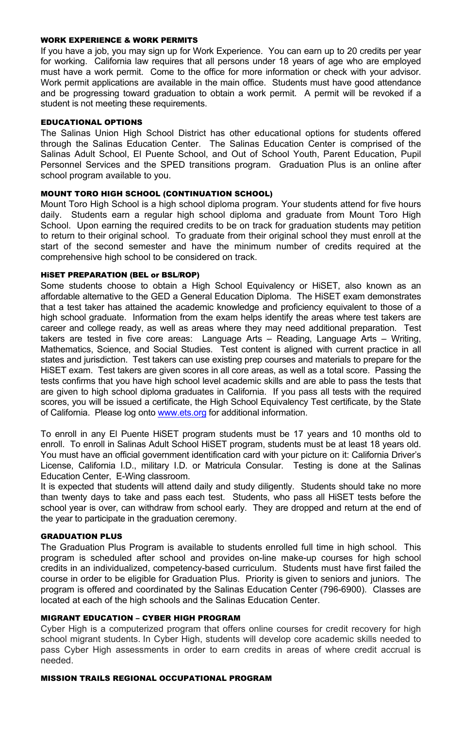### WORK EXPERIENCE & WORK PERMITS

If you have a job, you may sign up for Work Experience. You can earn up to 20 credits per year for working. California law requires that all persons under 18 years of age who are employed must have a work permit. Come to the office for more information or check with your advisor. Work permit applications are available in the main office. Students must have good attendance and be progressing toward graduation to obtain a work permit. A permit will be revoked if a student is not meeting these requirements.

### EDUCATIONAL OPTIONS

The Salinas Union High School District has other educational options for students offered through the Salinas Education Center. The Salinas Education Center is comprised of the Salinas Adult School, El Puente School, and Out of School Youth, Parent Education, Pupil Personnel Services and the SPED transitions program. Graduation Plus is an online after school program available to you.

### MOUNT TORO HIGH SCHOOL (CONTINUATION SCHOOL)

Mount Toro High School is a high school diploma program. Your students attend for five hours daily. Students earn a regular high school diploma and graduate from Mount Toro High School. Upon earning the required credits to be on track for graduation students may petition to return to their original school. To graduate from their original school they must enroll at the start of the second semester and have the minimum number of credits required at the comprehensive high school to be considered on track.

### HiSET PREPARATION (BEL or BSL/ROP)

Some students choose to obtain a High School Equivalency or HiSET, also known as an affordable alternative to the GED a General Education Diploma. The HiSET exam demonstrates that a test taker has attained the academic knowledge and proficiency equivalent to those of a high school graduate. Information from the exam helps identify the areas where test takers are career and college ready, as well as areas where they may need additional preparation. Test takers are tested in five core areas: Language Arts – Reading, Language Arts – Writing, Mathematics, Science, and Social Studies. Test content is aligned with current practice in all states and jurisdiction. Test takers can use existing prep courses and materials to prepare for the HiSET exam. Test takers are given scores in all core areas, as well as a total score. Passing the tests confirms that you have high school level academic skills and are able to pass the tests that are given to high school diploma graduates in California. If you pass all tests with the required scores, you will be issued a certificate, the High School Equivalency Test certificate, by the State of California. Please log onto www.ets.org for additional information.

To enroll in any El Puente HiSET program students must be 17 years and 10 months old to enroll. To enroll in Salinas Adult School HiSET program, students must be at least 18 years old. You must have an official government identification card with your picture on it: California Driver's License, California I.D., military I.D. or Matricula Consular. Testing is done at the Salinas Education Center, E-Wing classroom.

It is expected that students will attend daily and study diligently. Students should take no more than twenty days to take and pass each test. Students, who pass all HiSET tests before the school year is over, can withdraw from school early. They are dropped and return at the end of the year to participate in the graduation ceremony.

### GRADUATION PLUS

The Graduation Plus Program is available to students enrolled full time in high school. This program is scheduled after school and provides on-line make-up courses for high school credits in an individualized, competency-based curriculum. Students must have first failed the course in order to be eligible for Graduation Plus. Priority is given to seniors and juniors. The program is offered and coordinated by the Salinas Education Center (796-6900). Classes are located at each of the high schools and the Salinas Education Center.

### MIGRANT EDUCATION – CYBER HIGH PROGRAM

Cyber High is a computerized program that offers online courses for credit recovery for high school migrant students. In Cyber High, students will develop core academic skills needed to pass Cyber High assessments in order to earn credits in areas of where credit accrual is needed.

### MISSION TRAILS REGIONAL OCCUPATIONAL PROGRAM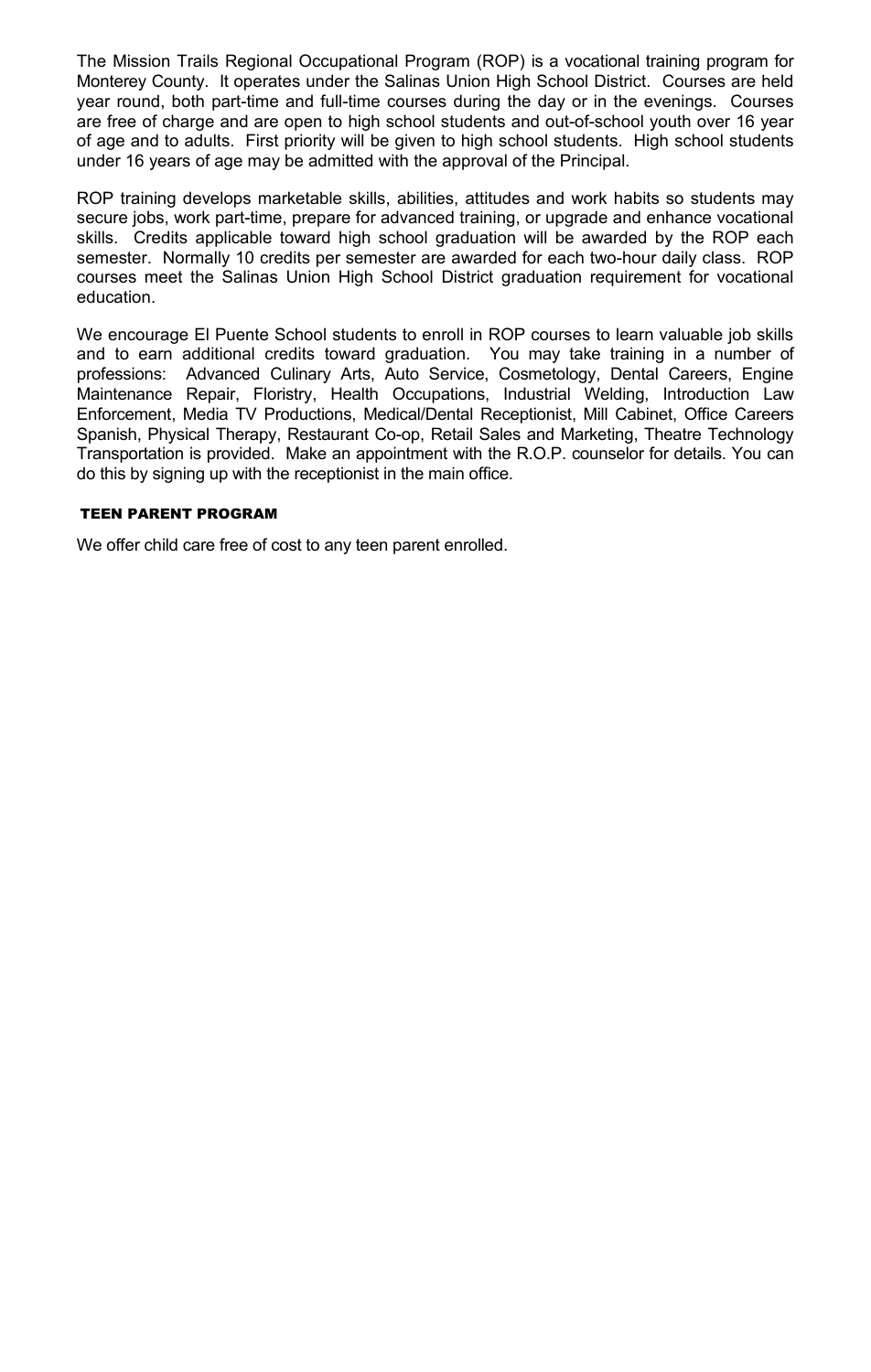The Mission Trails Regional Occupational Program (ROP) is a vocational training program for Monterey County. It operates under the Salinas Union High School District. Courses are held year round, both part-time and full-time courses during the day or in the evenings. Courses are free of charge and are open to high school students and out-of-school youth over 16 year of age and to adults. First priority will be given to high school students. High school students under 16 years of age may be admitted with the approval of the Principal.

ROP training develops marketable skills, abilities, attitudes and work habits so students may secure jobs, work part-time, prepare for advanced training, or upgrade and enhance vocational skills. Credits applicable toward high school graduation will be awarded by the ROP each semester. Normally 10 credits per semester are awarded for each two-hour daily class. ROP courses meet the Salinas Union High School District graduation requirement for vocational education.

We encourage El Puente School students to enroll in ROP courses to learn valuable job skills and to earn additional credits toward graduation. You may take training in a number of professions: Advanced Culinary Arts, Auto Service, Cosmetology, Dental Careers, Engine Maintenance Repair, Floristry, Health Occupations, Industrial Welding, Introduction Law Enforcement, Media TV Productions, Medical/Dental Receptionist, Mill Cabinet, Office Careers Spanish, Physical Therapy, Restaurant Co-op, Retail Sales and Marketing, Theatre Technology Transportation is provided. Make an appointment with the R.O.P. counselor for details. You can do this by signing up with the receptionist in the main office.

### TEEN PARENT PROGRAM

We offer child care free of cost to any teen parent enrolled.